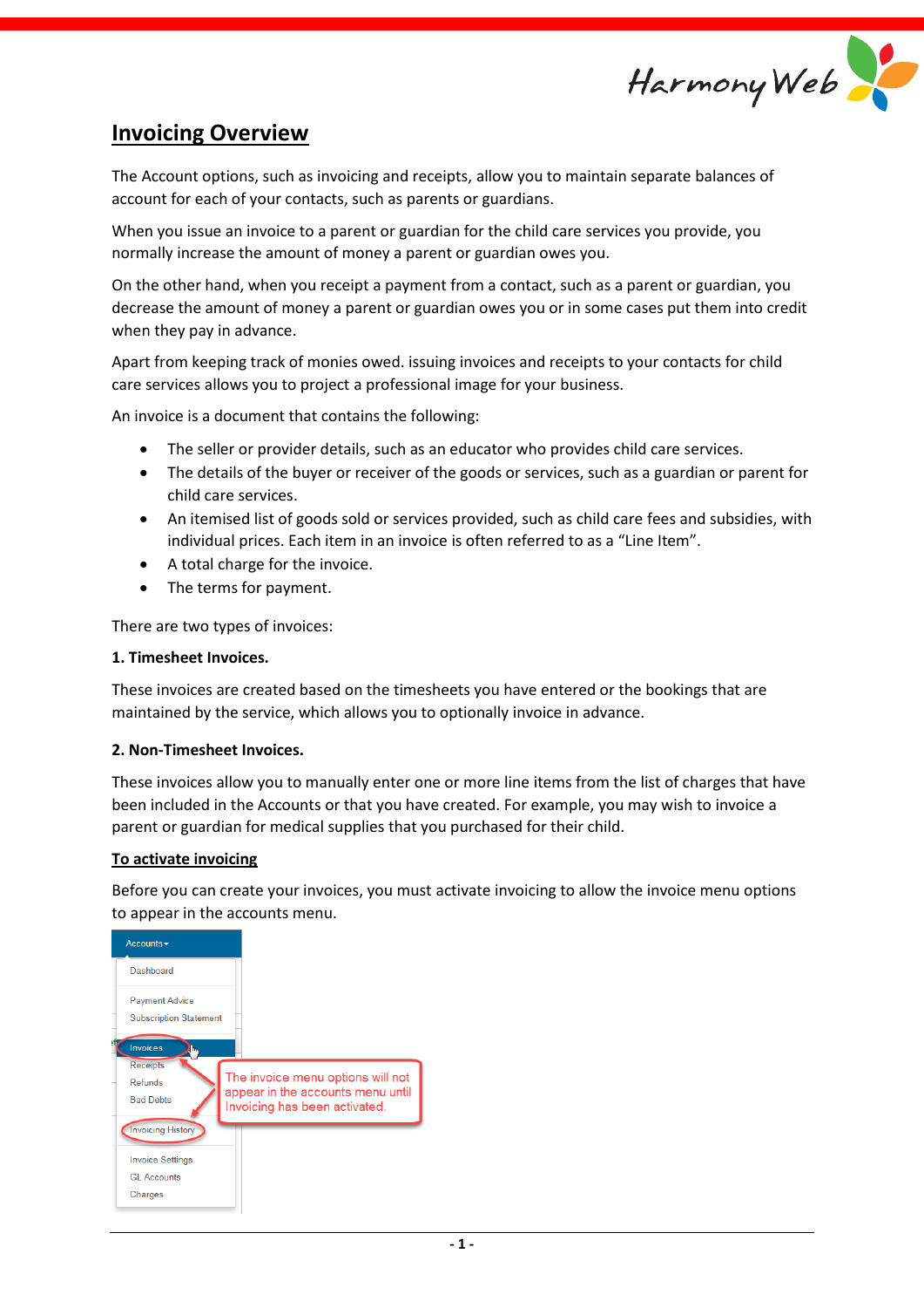# Invoicing Overview

The Account options, such as invoicing and receipts, allow you to maintain separate balances of account for each of your contacts, such as parents or guardians.

When you issue an invoice to a parent or guardian for the child care services you provide, you normally increase the amount of money a parent or guardian owes you.

On the other hand, when you receipt a payment from a contact, such as a parent or guardian, you decrease the amount of money a parent or guardian owes you or in some cases put them into credit when they pay in advance.

Apart from keeping track of monies owed. issuing invoices and receipts to your contacts for child care services allows you to project a professional image for your business.

An invoice is a document that contains the following:

- The seller or provider details, such as an educator who provides child care services.
- The details of the buyer or receiver of the goods or services, such as a guardian or parent for child care services.
- An itemised list of goods sold or services provided, such as child care fees and subsidies, with individual prices. Each item in an invoice is often referred to as a "Line Item".
- A total charge for the invoice.
- The terms for payment.

There are two types of invoices:

**1. Timesheet Invoices.**

These invoices are created based on the timesheets you have entered or the bookings that are maintained by the service, which allows you to optionally invoice in advance.

**2. Non-Timesheet Invoices.**

These invoices allow you to manually enter one or more line items from the list of charges that have been included in the Accounts or that you have created. For example, you may wish to invoice a parent or guardian for medical supplies that you purchased for their child.

## To activate invoicing

Before you can create your invoices, you must activate invoicing to allow the invoice menu options to appear in the accounts menu.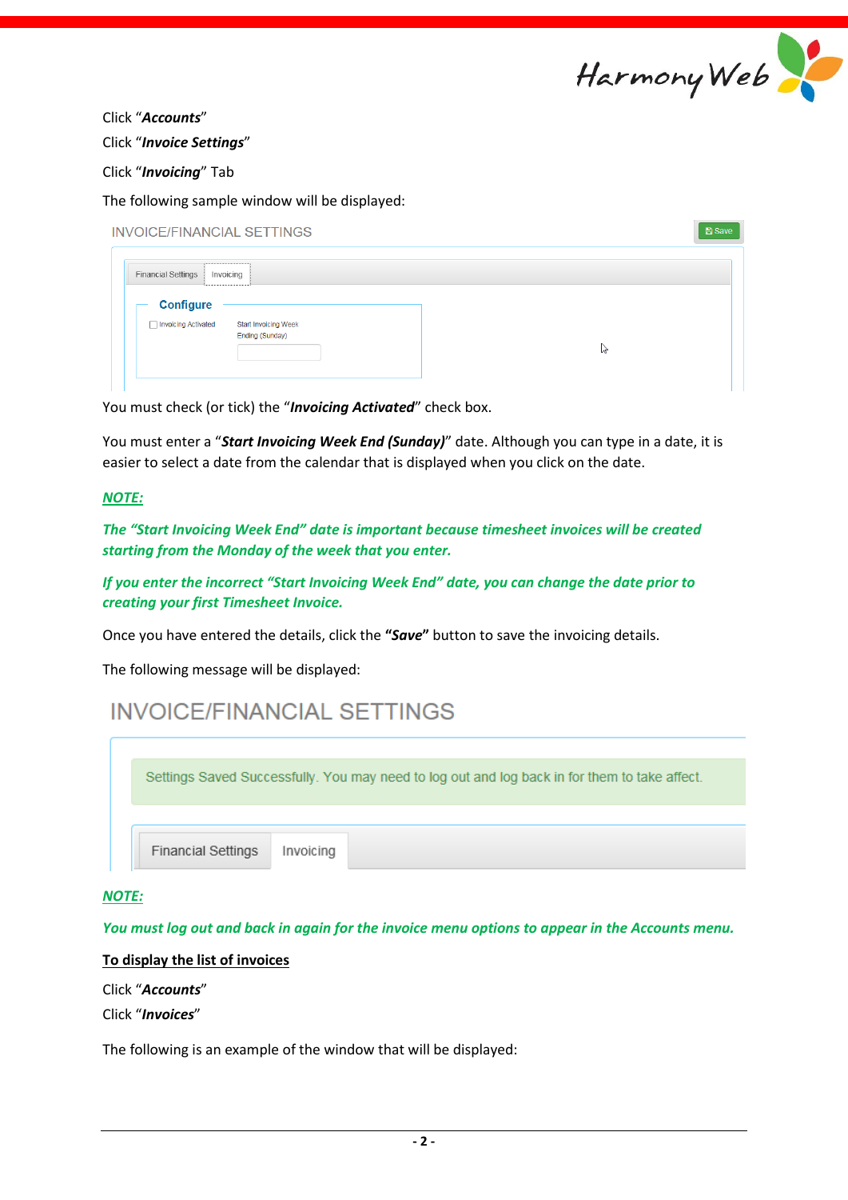Click "***Accounts***"

Click "***Invoice Settings***"

Click "***Invoicing***" Tab

The following sample window will be displayed:

You must check (or tick) the "***Invoicing Activated***" check box.

You must enter a "***Start Invoicing Week End (Sunday)***" date. Although you can type in a date, it is easier to select a date from the calendar that is displayed when you click on the date.

***NOTE:***

***The "Start Invoicing Week End" date is important because timesheet invoices will be created starting from the Monday of the week that you enter.***

***If you enter the incorrect "Start Invoicing Week End" date, you can change the date prior to creating your first Timesheet Invoice.***

Once you have entered the details, click the **"*Save*"** button to save the invoicing details.

The following message will be displayed:

***NOTE:***

***You must log out and back in again for the invoice menu options to appear in the Accounts menu.***

**To display the list of invoices**

Click "***Accounts***"

Click "***Invoices***"

The following is an example of the window that will be displayed: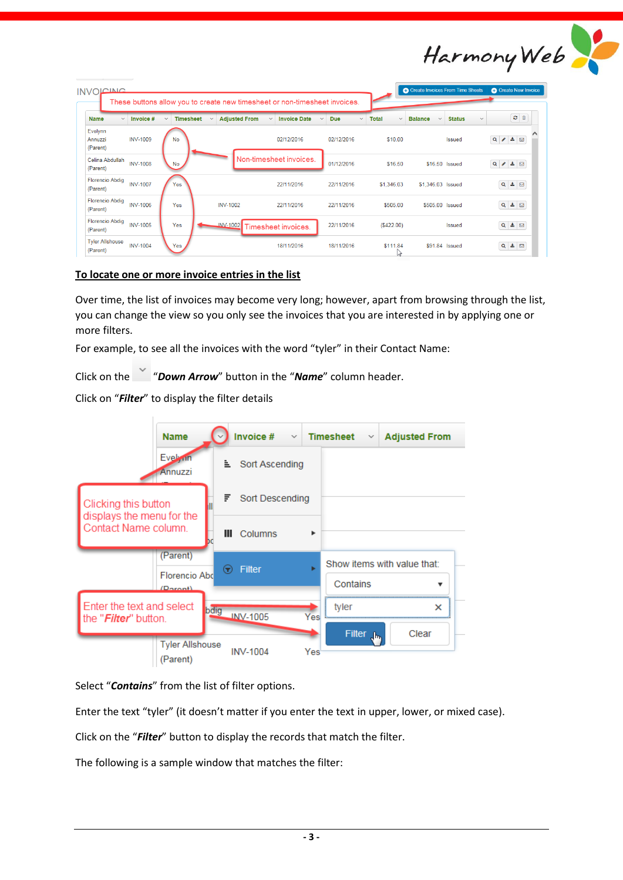## To locate one or more invoice entries in the list

Over time, the list of invoices may become very long; however, apart from browsing through the list, you can change the view so you only see the invoices that you are interested in by applying one or more filters.

For example, to see all the invoices with the word "tyler" in their Contact Name:

Click on the "***Down Arrow***" button in the "***Name***" column header.

Click on "***Filter***" to display the filter details

Select "***Contains***" from the list of filter options.

Enter the text "tyler" (it doesn't matter if you enter the text in upper, lower, or mixed case).

Click on the "***Filter***" button to display the records that match the filter.

The following is a sample window that matches the filter: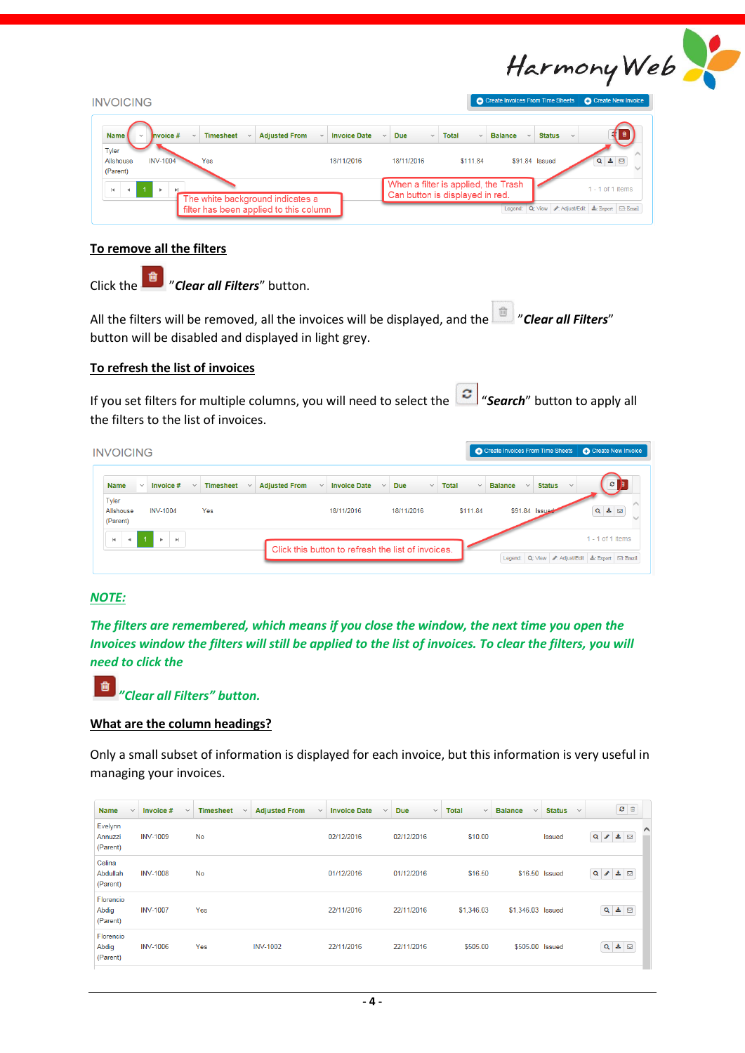## To remove all the filters

Click the "***Clear all Filters***" button.

All the filters will be removed, all the invoices will be displayed, and the "***Clear all Filters***" button will be disabled and displayed in light grey.

## To refresh the list of invoices

If you set filters for multiple columns, you will need to select the "***Search***" button to apply all the filters to the list of invoices.

***NOTE:***

***The filters are remembered, which means if you close the window, the next time you open the Invoices window the filters will still be applied to the list of invoices. To clear the filters, you will need to click the***

***"Clear all Filters" button.***

## What are the column headings?

Only a small subset of information is displayed for each invoice, but this information is very useful in managing your invoices.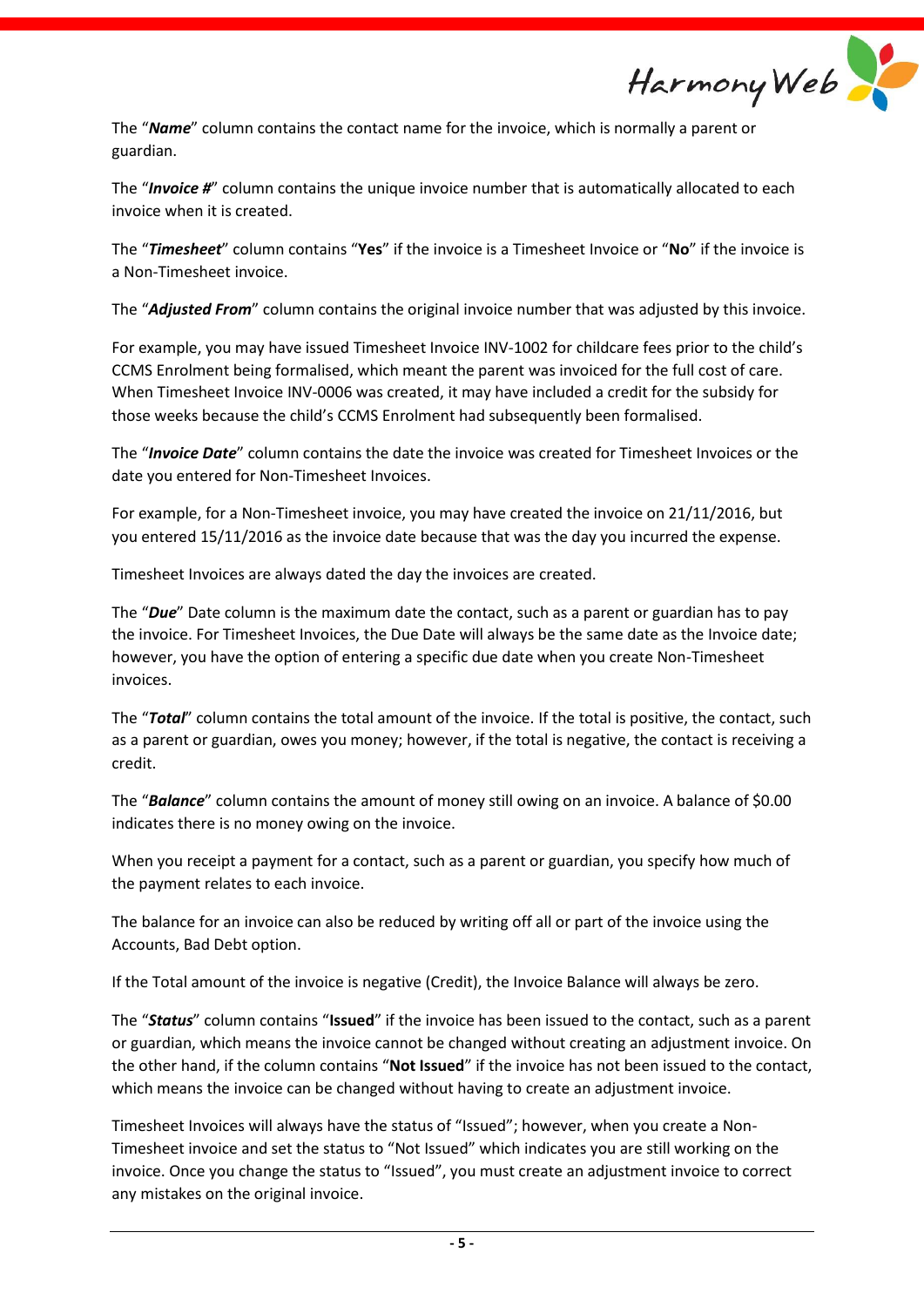The "***Name***" column contains the contact name for the invoice, which is normally a parent or guardian.

The "***Invoice #***" column contains the unique invoice number that is automatically allocated to each invoice when it is created.

The "***Timesheet***" column contains "**Yes**" if the invoice is a Timesheet Invoice or "**No**" if the invoice is a Non-Timesheet invoice.

The "***Adjusted From***" column contains the original invoice number that was adjusted by this invoice.

For example, you may have issued Timesheet Invoice INV-1002 for childcare fees prior to the child's CCMS Enrolment being formalised, which meant the parent was invoiced for the full cost of care. When Timesheet Invoice INV-0006 was created, it may have included a credit for the subsidy for those weeks because the child's CCMS Enrolment had subsequently been formalised.

The "***Invoice Date***" column contains the date the invoice was created for Timesheet Invoices or the date you entered for Non-Timesheet Invoices.

For example, for a Non-Timesheet invoice, you may have created the invoice on 21/11/2016, but you entered 15/11/2016 as the invoice date because that was the day you incurred the expense.

Timesheet Invoices are always dated the day the invoices are created.

The "***Due***" Date column is the maximum date the contact, such as a parent or guardian has to pay the invoice. For Timesheet Invoices, the Due Date will always be the same date as the Invoice date; however, you have the option of entering a specific due date when you create Non-Timesheet invoices.

The "***Total***" column contains the total amount of the invoice. If the total is positive, the contact, such as a parent or guardian, owes you money; however, if the total is negative, the contact is receiving a credit.

The "***Balance***" column contains the amount of money still owing on an invoice. A balance of $0.00 indicates there is no money owing on the invoice.

When you receipt a payment for a contact, such as a parent or guardian, you specify how much of the payment relates to each invoice.

The balance for an invoice can also be reduced by writing off all or part of the invoice using the Accounts, Bad Debt option.

If the Total amount of the invoice is negative (Credit), the Invoice Balance will always be zero.

The "***Status***" column contains "**Issued**" if the invoice has been issued to the contact, such as a parent or guardian, which means the invoice cannot be changed without creating an adjustment invoice. On the other hand, if the column contains "**Not Issued**" if the invoice has not been issued to the contact, which means the invoice can be changed without having to create an adjustment invoice.

Timesheet Invoices will always have the status of "Issued"; however, when you create a Non-Timesheet invoice and set the status to "Not Issued" which indicates you are still working on the invoice. Once you change the status to "Issued", you must create an adjustment invoice to correct any mistakes on the original invoice.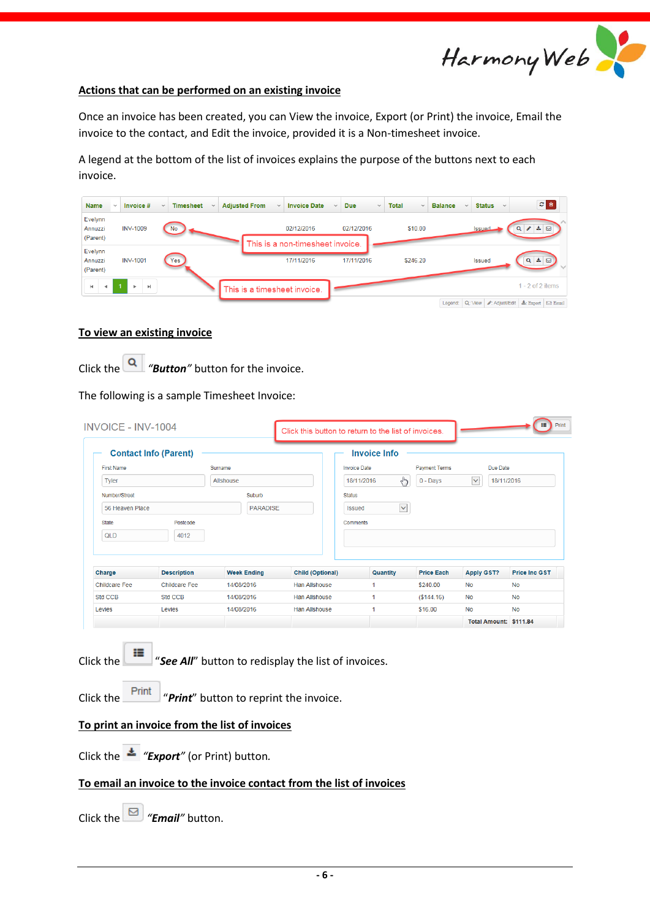## Actions that can be performed on an existing invoice

Once an invoice has been created, you can View the invoice, Export (or Print) the invoice, Email the invoice to the contact, and Edit the invoice, provided it is a Non-timesheet invoice.

A legend at the bottom of the list of invoices explains the purpose of the buttons next to each invoice.

| Name | Invoice # | Timesheet | Adjusted From | Invoice Date | Due | Total | Balance | Status |
|---|---|---|---|---|---|---|---|---|
| Evelynn Annuzzi (Parent) | INV-1009 | No | | 02/12/2016 | 02/12/2016 | $10.00 | | Issued |
| Evelynn Annuzzi (Parent) | INV-1001 | Yes | | 17/11/2016 | 17/11/2016 | $246.20 | | Issued |

This is a non-timesheet invoice.

This is a timesheet invoice.

1 - 2 of 2 items

Legend: View | Adjust/Edit | Export | Email

## To view an existing invoice

Click the *"Button"* button for the invoice.

The following is a sample Timesheet Invoice:

INVOICE - INV-1004

Click this button to return to the list of invoices.

**Contact Info (Parent)**

First Name: Tyler
Surname: Allshouse
Number/Street: 56 Heaven Place
Suburb: PARADISE
State: QLD
Postcode: 4012

**Invoice Info**

Invoice Date: 18/11/2016
Payment Terms: 0 - Days
Due Date: 18/11/2016
Status: Issued
Comments:

| Charge | Description | Week Ending | Child (Optional) | Quantity | Price Each | Apply GST? | Price Inc GST |
|---|---|---|---|---|---|---|---|
| Childcare Fee | Childcare Fee | 14/08/2016 | Han Allshouse | 1 | $240.00 | No | No |
| Std CCB | Std CCB | 14/08/2016 | Han Allshouse | 1 | ($144.16) | No | No |
| Levies | Levies | 14/08/2016 | Han Allshouse | 1 | $16.00 | No | No |
| | | | | | | Total Amount: | $111.84 |

Click the "***See All***" button to redisplay the list of invoices.

Click the Print "***Print***" button to reprint the invoice.

## To print an invoice from the list of invoices

Click the *"Export"* (or Print) button.

## To email an invoice to the invoice contact from the list of invoices

Click the *"Email"* button.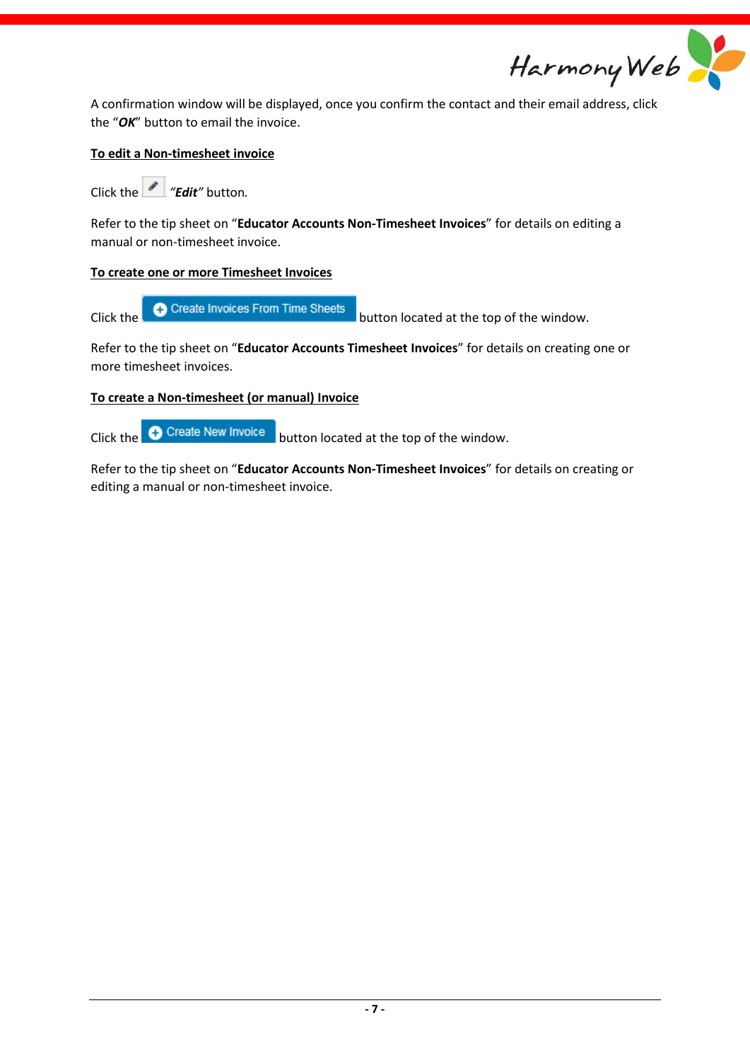A confirmation window will be displayed, once you confirm the contact and their email address, click the "***OK***" button to email the invoice.

**To edit a Non-timesheet invoice**

Click the "***Edit***" button.

Refer to the tip sheet on "**Educator Accounts Non-Timesheet Invoices**" for details on editing a manual or non-timesheet invoice.

**To create one or more Timesheet Invoices**

Click the Create Invoices From Time Sheets button located at the top of the window.

Refer to the tip sheet on "**Educator Accounts Timesheet Invoices**" for details on creating one or more timesheet invoices.

**To create a Non-timesheet (or manual) Invoice**

Click the Create New Invoice button located at the top of the window.

Refer to the tip sheet on "**Educator Accounts Non-Timesheet Invoices**" for details on creating or editing a manual or non-timesheet invoice.